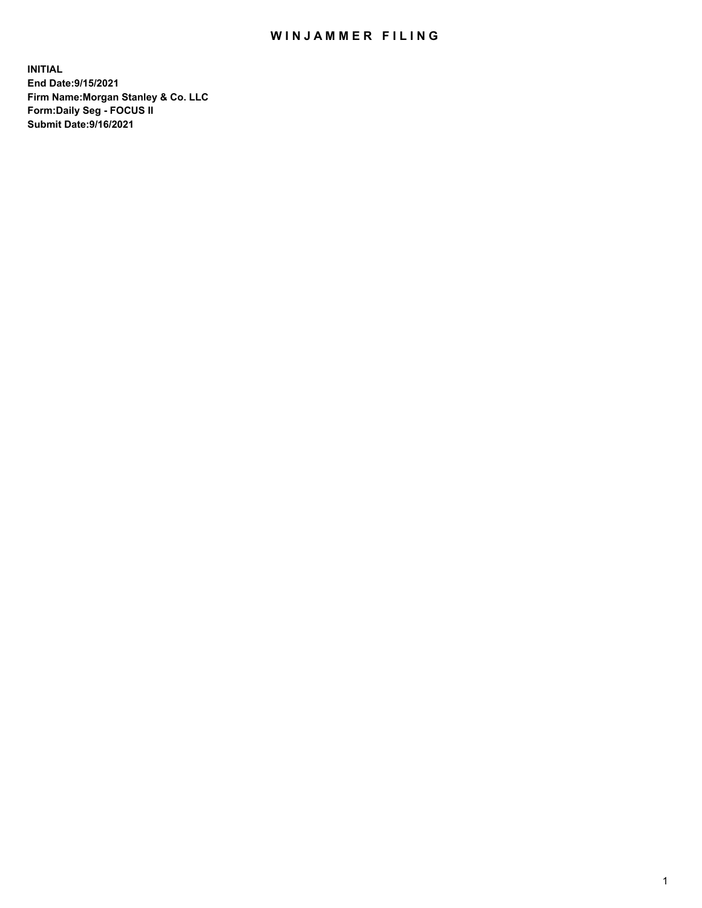# WINJAMMER FILING

**INITIAL**
**End Date:9/15/2021**
**Firm Name:Morgan Stanley & Co. LLC**
**Form:Daily Seg - FOCUS II**
**Submit Date:9/16/2021**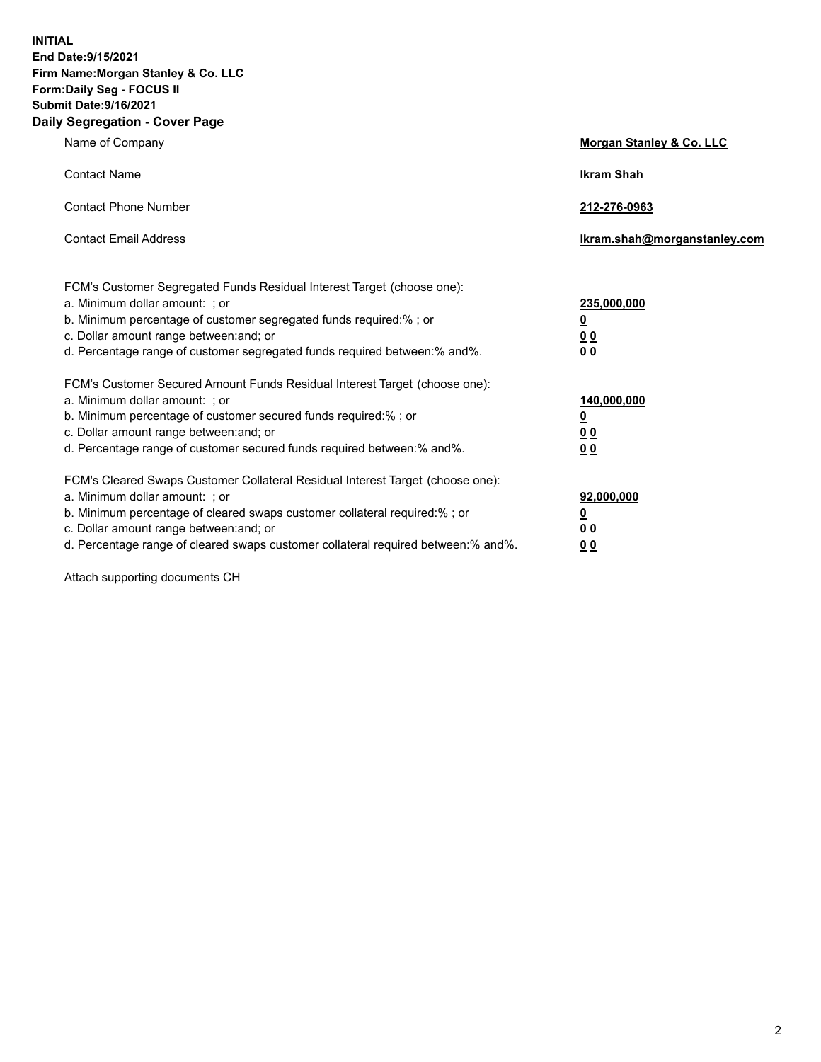**INITIAL**
**End Date:9/15/2021**
**Firm Name:Morgan Stanley & Co. LLC**
**Form:Daily Seg - FOCUS II**
**Submit Date:9/16/2021**

## Daily Segregation - Cover Page

| | |
|---|---|
| Name of Company | **Morgan Stanley & Co. LLC** |
| Contact Name | **Ikram Shah** |
| Contact Phone Number | **212-276-0963** |
| Contact Email Address | **Ikram.shah@morganstanley.com** |

| | |
|---|---|
| FCM's Customer Segregated Funds Residual Interest Target (choose one): | |
| a. Minimum dollar amount: ; or | **235,000,000** |
| b. Minimum percentage of customer segregated funds required:% ; or | **0** |
| c. Dollar amount range between:and; or | **0 0** |
| d. Percentage range of customer segregated funds required between:% and%. | **0 0** |
| FCM's Customer Secured Amount Funds Residual Interest Target (choose one): | |
| a. Minimum dollar amount: ; or | **140,000,000** |
| b. Minimum percentage of customer secured funds required:% ; or | **0** |
| c. Dollar amount range between:and; or | **0 0** |
| d. Percentage range of customer secured funds required between:% and%. | **0 0** |
| FCM's Cleared Swaps Customer Collateral Residual Interest Target (choose one): | |
| a. Minimum dollar amount: ; or | **92,000,000** |
| b. Minimum percentage of cleared swaps customer collateral required:% ; or | **0** |
| c. Dollar amount range between:and; or | **0 0** |
| d. Percentage range of cleared swaps customer collateral required between:% and%. | **0 0** |

Attach supporting documents CH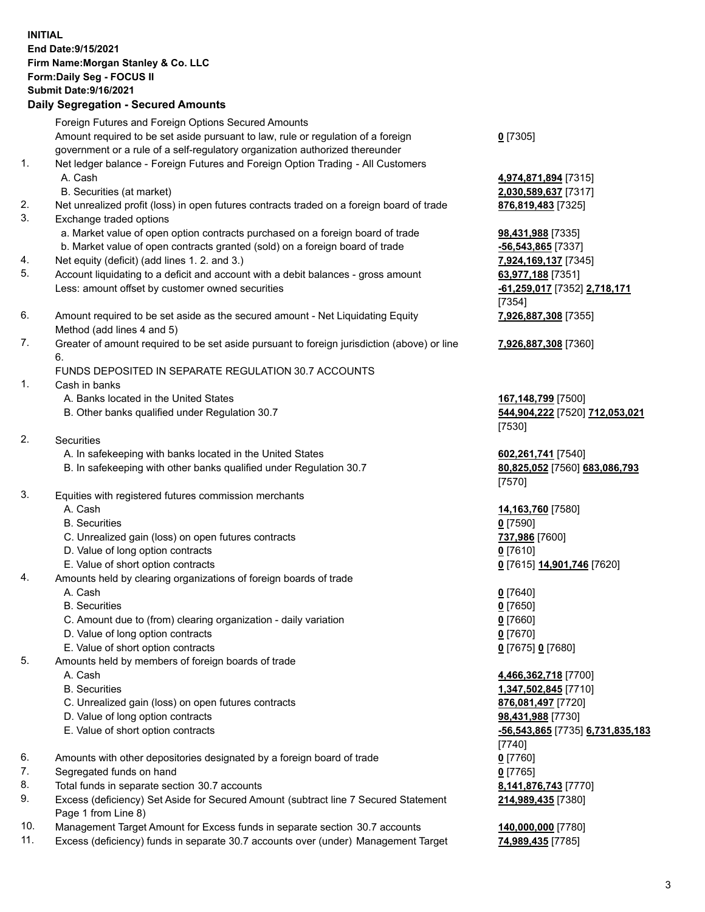**INITIAL**
**End Date:9/15/2021**
**Firm Name:Morgan Stanley & Co. LLC**
**Form:Daily Seg - FOCUS II**
**Submit Date:9/16/2021**

**Daily Segregation - Secured Amounts**

| | | |
|---|---|---|
| | Foreign Futures and Foreign Options Secured Amounts | |
| | Amount required to be set aside pursuant to law, rule or regulation of a foreign government or a rule of a self-regulatory organization authorized thereunder | **0** [7305] |
| 1. | Net ledger balance - Foreign Futures and Foreign Option Trading - All Customers | |
| | A. Cash | **4,974,871,894** [7315] |
| | B. Securities (at market) | **2,030,589,637** [7317] |
| 2. | Net unrealized profit (loss) in open futures contracts traded on a foreign board of trade | **876,819,483** [7325] |
| 3. | Exchange traded options | |
| | a. Market value of open option contracts purchased on a foreign board of trade | **98,431,988** [7335] |
| | b. Market value of open contracts granted (sold) on a foreign board of trade | **-56,543,865** [7337] |
| 4. | Net equity (deficit) (add lines 1. 2. and 3.) | **7,924,169,137** [7345] |
| 5. | Account liquidating to a deficit and account with a debit balances - gross amount | **63,977,188** [7351] |
| | Less: amount offset by customer owned securities | **-61,259,017** [7352] **2,718,171** [7354] |
| 6. | Amount required to be set aside as the secured amount - Net Liquidating Equity Method (add lines 4 and 5) | **7,926,887,308** [7355] |
| 7. | Greater of amount required to be set aside pursuant to foreign jurisdiction (above) or line 6. | **7,926,887,308** [7360] |
| | FUNDS DEPOSITED IN SEPARATE REGULATION 30.7 ACCOUNTS | |
| 1. | Cash in banks | |
| | A. Banks located in the United States | **167,148,799** [7500] |
| | B. Other banks qualified under Regulation 30.7 | **544,904,222** [7520] **712,053,021** [7530] |
| 2. | Securities | |
| | A. In safekeeping with banks located in the United States | **602,261,741** [7540] |
| | B. In safekeeping with other banks qualified under Regulation 30.7 | **80,825,052** [7560] **683,086,793** [7570] |
| 3. | Equities with registered futures commission merchants | |
| | A. Cash | **14,163,760** [7580] |
| | B. Securities | **0** [7590] |
| | C. Unrealized gain (loss) on open futures contracts | **737,986** [7600] |
| | D. Value of long option contracts | **0** [7610] |
| | E. Value of short option contracts | **0** [7615] **14,901,746** [7620] |
| 4. | Amounts held by clearing organizations of foreign boards of trade | |
| | A. Cash | **0** [7640] |
| | B. Securities | **0** [7650] |
| | C. Amount due to (from) clearing organization - daily variation | **0** [7660] |
| | D. Value of long option contracts | **0** [7670] |
| | E. Value of short option contracts | **0** [7675] **0** [7680] |
| 5. | Amounts held by members of foreign boards of trade | |
| | A. Cash | **4,466,362,718** [7700] |
| | B. Securities | **1,347,502,845** [7710] |
| | C. Unrealized gain (loss) on open futures contracts | **876,081,497** [7720] |
| | D. Value of long option contracts | **98,431,988** [7730] |
| | E. Value of short option contracts | **-56,543,865** [7735] **6,731,835,183** [7740] |
| 6. | Amounts with other depositories designated by a foreign board of trade | **0** [7760] |
| 7. | Segregated funds on hand | **0** [7765] |
| 8. | Total funds in separate section 30.7 accounts | **8,141,876,743** [7770] |
| 9. | Excess (deficiency) Set Aside for Secured Amount (subtract line 7 Secured Statement Page 1 from Line 8) | **214,989,435** [7380] |
| 10. | Management Target Amount for Excess funds in separate section 30.7 accounts | **140,000,000** [7780] |
| 11. | Excess (deficiency) funds in separate 30.7 accounts over (under) Management Target | **74,989,435** [7785] |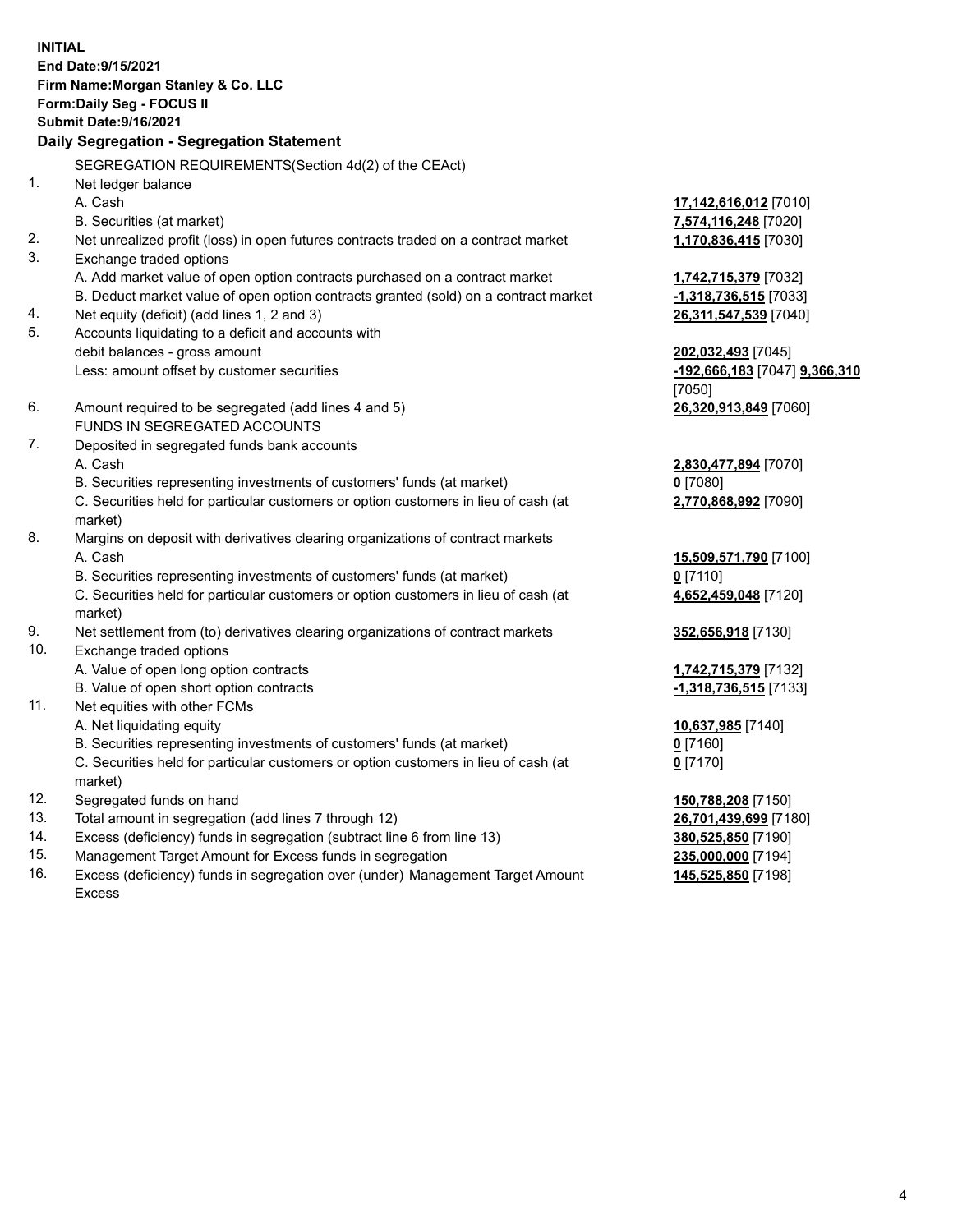**INITIAL**
**End Date:9/15/2021**
**Firm Name:Morgan Stanley & Co. LLC**
**Form:Daily Seg - FOCUS II**
**Submit Date:9/16/2021**

## Daily Segregation - Segregation Statement

| | | |
|---|---|---|
| | SEGREGATION REQUIREMENTS(Section 4d(2) of the CEAct) | |
| 1. | Net ledger balance | |
| | A. Cash | **17,142,616,012** [7010] |
| | B. Securities (at market) | **7,574,116,248** [7020] |
| 2. | Net unrealized profit (loss) in open futures contracts traded on a contract market | **1,170,836,415** [7030] |
| 3. | Exchange traded options | |
| | A. Add market value of open option contracts purchased on a contract market | **1,742,715,379** [7032] |
| | B. Deduct market value of open option contracts granted (sold) on a contract market | **-1,318,736,515** [7033] |
| 4. | Net equity (deficit) (add lines 1, 2 and 3) | **26,311,547,539** [7040] |
| 5. | Accounts liquidating to a deficit and accounts with debit balances - gross amount | **202,032,493** [7045] |
| | Less: amount offset by customer securities | **-192,666,183** [7047] **9,366,310** [7050] |
| 6. | Amount required to be segregated (add lines 4 and 5) | **26,320,913,849** [7060] |
| | FUNDS IN SEGREGATED ACCOUNTS | |
| 7. | Deposited in segregated funds bank accounts | |
| | A. Cash | **2,830,477,894** [7070] |
| | B. Securities representing investments of customers' funds (at market) | **0** [7080] |
| | C. Securities held for particular customers or option customers in lieu of cash (at market) | **2,770,868,992** [7090] |
| 8. | Margins on deposit with derivatives clearing organizations of contract markets | |
| | A. Cash | **15,509,571,790** [7100] |
| | B. Securities representing investments of customers' funds (at market) | **0** [7110] |
| | C. Securities held for particular customers or option customers in lieu of cash (at market) | **4,652,459,048** [7120] |
| 9. | Net settlement from (to) derivatives clearing organizations of contract markets | **352,656,918** [7130] |
| 10. | Exchange traded options | |
| | A. Value of open long option contracts | **1,742,715,379** [7132] |
| | B. Value of open short option contracts | **-1,318,736,515** [7133] |
| 11. | Net equities with other FCMs | |
| | A. Net liquidating equity | **10,637,985** [7140] |
| | B. Securities representing investments of customers' funds (at market) | **0** [7160] |
| | C. Securities held for particular customers or option customers in lieu of cash (at market) | **0** [7170] |
| 12. | Segregated funds on hand | **150,788,208** [7150] |
| 13. | Total amount in segregation (add lines 7 through 12) | **26,701,439,699** [7180] |
| 14. | Excess (deficiency) funds in segregation (subtract line 6 from line 13) | **380,525,850** [7190] |
| 15. | Management Target Amount for Excess funds in segregation | **235,000,000** [7194] |
| 16. | Excess (deficiency) funds in segregation over (under) Management Target Amount Excess | **145,525,850** [7198] |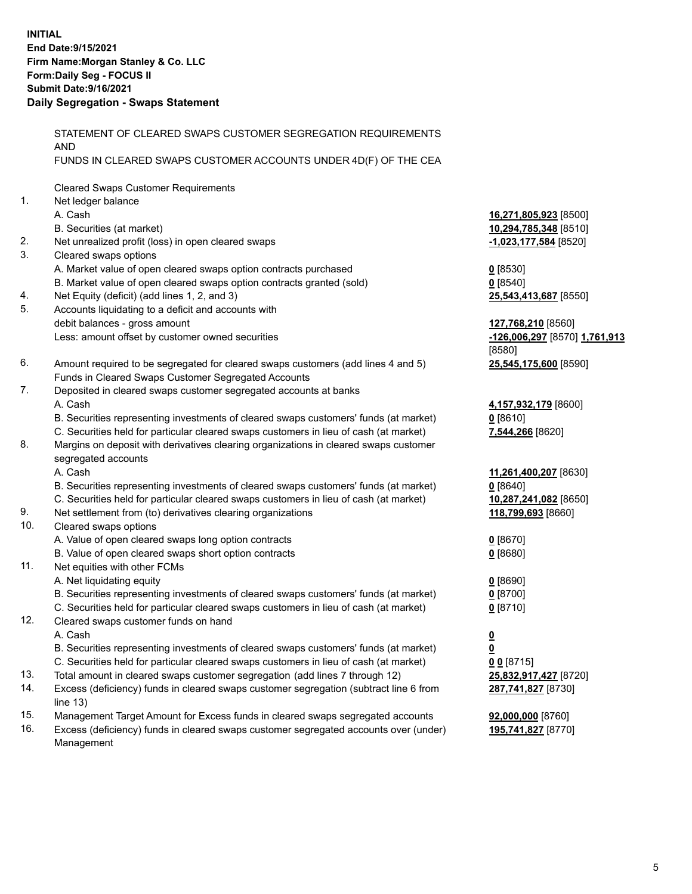**INITIAL**
**End Date:9/15/2021**
**Firm Name:Morgan Stanley & Co. LLC**
**Form:Daily Seg - FOCUS II**
**Submit Date:9/16/2021**
**Daily Segregation - Swaps Statement**

STATEMENT OF CLEARED SWAPS CUSTOMER SEGREGATION REQUIREMENTS AND FUNDS IN CLEARED SWAPS CUSTOMER ACCOUNTS UNDER 4D(F) OF THE CEA

| | | |
|---|---|---|
| | Cleared Swaps Customer Requirements | |
| 1. | Net ledger balance | |
| | A. Cash | **16,271,805,923** [8500] |
| | B. Securities (at market) | **10,294,785,348** [8510] |
| 2. | Net unrealized profit (loss) in open cleared swaps | **-1,023,177,584** [8520] |
| 3. | Cleared swaps options | |
| | A. Market value of open cleared swaps option contracts purchased | **0** [8530] |
| | B. Market value of open cleared swaps option contracts granted (sold) | **0** [8540] |
| 4. | Net Equity (deficit) (add lines 1, 2, and 3) | **25,543,413,687** [8550] |
| 5. | Accounts liquidating to a deficit and accounts with debit balances - gross amount | **127,768,210** [8560] |
| | Less: amount offset by customer owned securities | **-126,006,297** [8570] **1,761,913** [8580] |
| 6. | Amount required to be segregated for cleared swaps customers (add lines 4 and 5) | **25,545,175,600** [8590] |
| | Funds in Cleared Swaps Customer Segregated Accounts | |
| 7. | Deposited in cleared swaps customer segregated accounts at banks | |
| | A. Cash | **4,157,932,179** [8600] |
| | B. Securities representing investments of cleared swaps customers' funds (at market) | **0** [8610] |
| | C. Securities held for particular cleared swaps customers in lieu of cash (at market) | **7,544,266** [8620] |
| 8. | Margins on deposit with derivatives clearing organizations in cleared swaps customer segregated accounts | |
| | A. Cash | **11,261,400,207** [8630] |
| | B. Securities representing investments of cleared swaps customers' funds (at market) | **0** [8640] |
| | C. Securities held for particular cleared swaps customers in lieu of cash (at market) | **10,287,241,082** [8650] |
| 9. | Net settlement from (to) derivatives clearing organizations | **118,799,693** [8660] |
| 10. | Cleared swaps options | |
| | A. Value of open cleared swaps long option contracts | **0** [8670] |
| | B. Value of open cleared swaps short option contracts | **0** [8680] |
| 11. | Net equities with other FCMs | |
| | A. Net liquidating equity | **0** [8690] |
| | B. Securities representing investments of cleared swaps customers' funds (at market) | **0** [8700] |
| | C. Securities held for particular cleared swaps customers in lieu of cash (at market) | **0** [8710] |
| 12. | Cleared swaps customer funds on hand | |
| | A. Cash | **0** |
| | B. Securities representing investments of cleared swaps customers' funds (at market) | **0** |
| | C. Securities held for particular cleared swaps customers in lieu of cash (at market) | **0** **0** [8715] |
| 13. | Total amount in cleared swaps customer segregation (add lines 7 through 12) | **25,832,917,427** [8720] |
| 14. | Excess (deficiency) funds in cleared swaps customer segregation (subtract line 6 from line 13) | **287,741,827** [8730] |
| 15. | Management Target Amount for Excess funds in cleared swaps segregated accounts | **92,000,000** [8760] |
| 16. | Excess (deficiency) funds in cleared swaps customer segregated accounts over (under) Management | **195,741,827** [8770] |